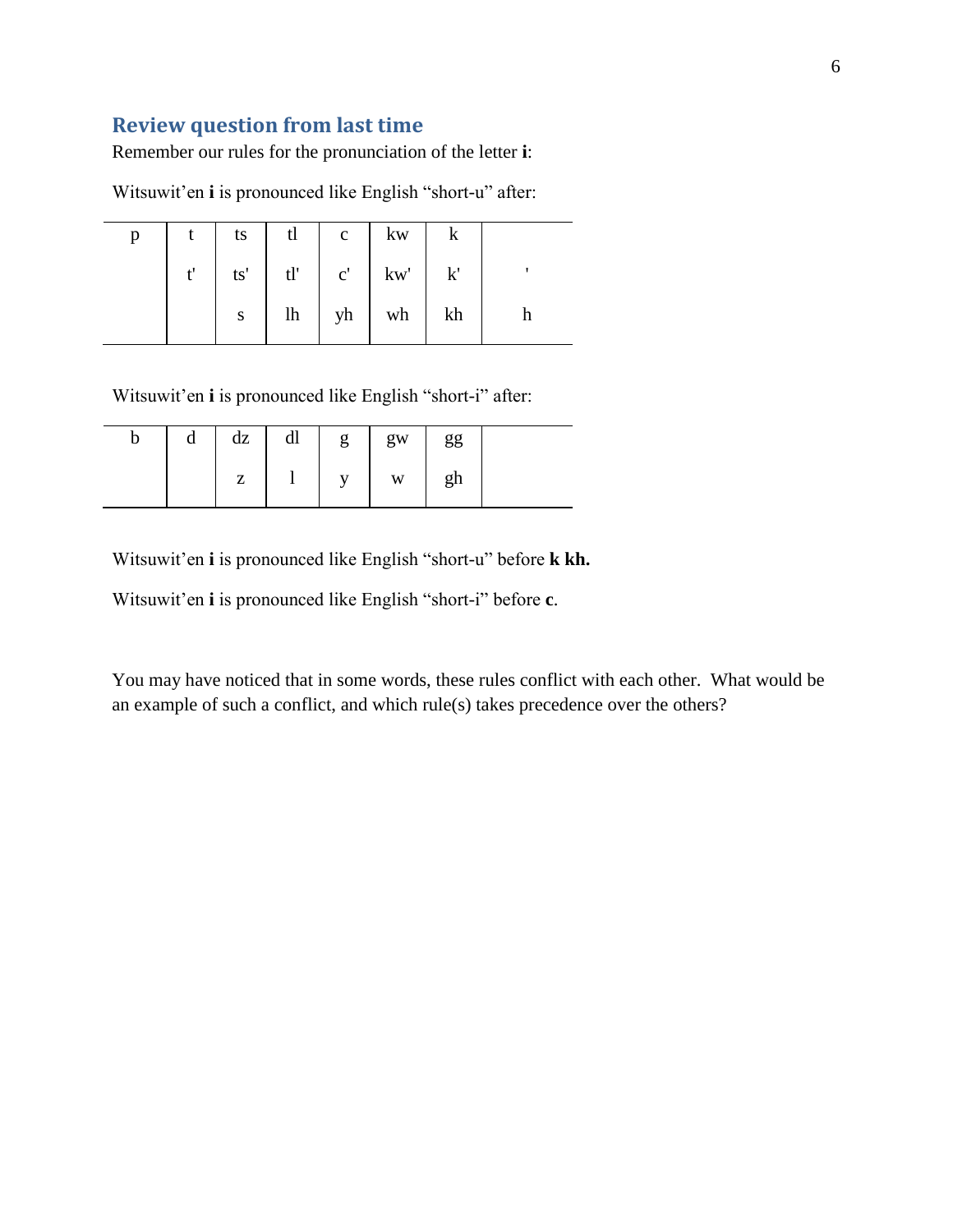## Review question from last time

Remember our rules for the pronunciation of the letter **i**:

Witsuwit'en **i** is pronounced like English "short-u" after:

| p | t | ts | tl | c | kw | k | |
|---|---|---|---|---|---|---|---|
| | t' | ts' | tl' | c' | kw' | k' | ' |
| | | s | lh | yh | wh | kh | h |

Witsuwit'en **i** is pronounced like English "short-i" after:

| b | d | dz | dl | g | gw | gg | |
|---|---|---|---|---|---|---|---|
| | | z | l | y | w | gh | |

Witsuwit'en **i** is pronounced like English "short-u" before **k kh.**

Witsuwit'en **i** is pronounced like English "short-i" before **c**.

You may have noticed that in some words, these rules conflict with each other. What would be an example of such a conflict, and which rule(s) takes precedence over the others?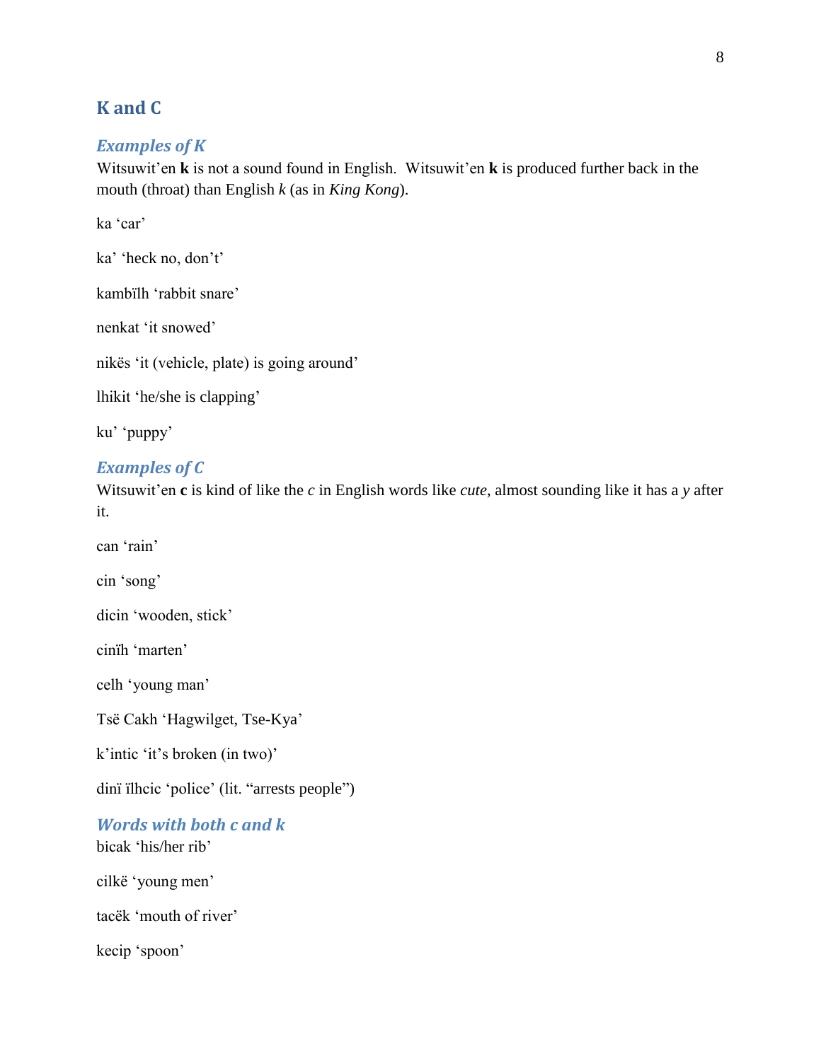## K and C

### *Examples of K*

Witsuwit'en **k** is not a sound found in English. Witsuwit'en **k** is produced further back in the mouth (throat) than English *k* (as in *King Kong*).

ka 'car'

ka' 'heck no, don't'

kambïlh 'rabbit snare'

nenkat 'it snowed'

nikës 'it (vehicle, plate) is going around'

lhikit 'he/she is clapping'

ku' 'puppy'

### *Examples of C*

Witsuwit'en **c** is kind of like the *c* in English words like *cute*, almost sounding like it has a *y* after it.

can 'rain'

cin 'song'

dicin 'wooden, stick'

cinïh 'marten'

celh 'young man'

Tsë Cakh 'Hagwilget, Tse-Kya'

k'intic 'it's broken (in two)'

dinï ïlhcic 'police' (lit. "arrests people")

### *Words with both c and k*

bicak 'his/her rib'

cilkë 'young men'

tacëk 'mouth of river'

kecip 'spoon'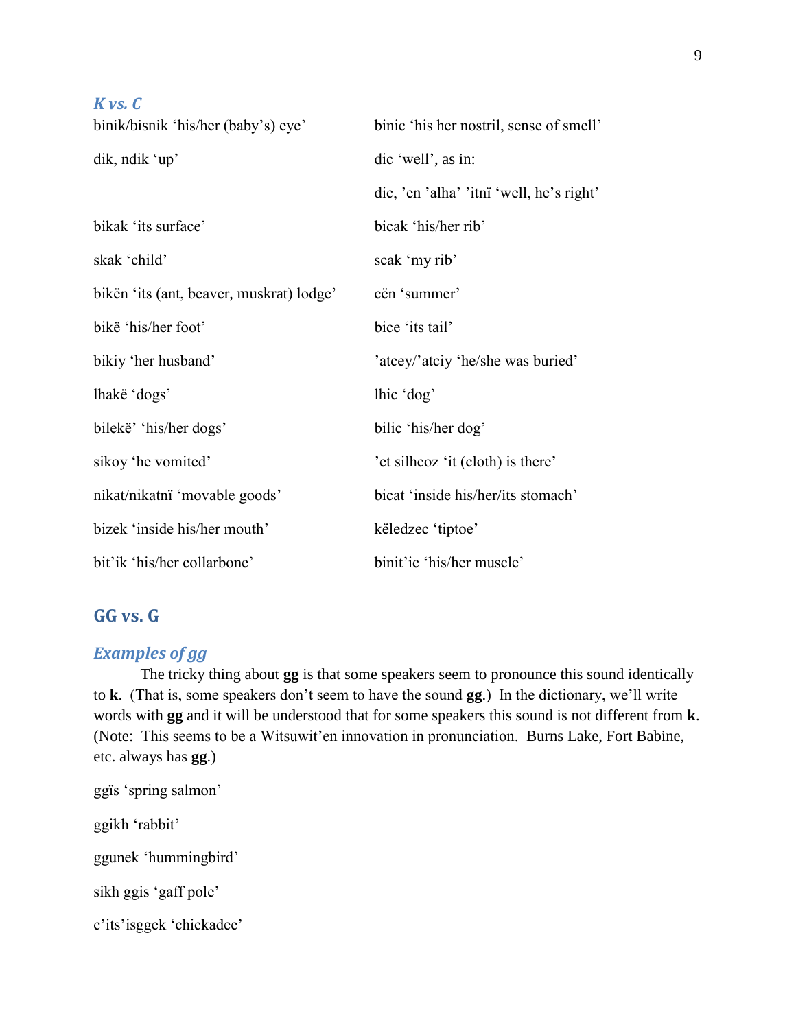### *K vs. C*

| | |
|---|---|
| binik/bisnik 'his/her (baby's) eye' | binic 'his her nostril, sense of smell' |
| dik, ndik 'up' | dic 'well', as in: |
| | dic, 'en 'alha' 'itnï 'well, he's right' |
| bikak 'its surface' | bicak 'his/her rib' |
| skak 'child' | scak 'my rib' |
| bikën 'its (ant, beaver, muskrat) lodge' | cën 'summer' |
| bikë 'his/her foot' | bice 'its tail' |
| bikiy 'her husband' | 'atcey/'atciy 'he/she was buried' |
| lhakë 'dogs' | lhic 'dog' |
| bilekë' 'his/her dogs' | bilic 'his/her dog' |
| sikoy 'he vomited' | 'et silhcoz 'it (cloth) is there' |
| nikat/nikatnï 'movable goods' | bicat 'inside his/her/its stomach' |
| bizek 'inside his/her mouth' | këledzec 'tiptoe' |
| bit'ik 'his/her collarbone' | binit'ic 'his/her muscle' |

## GG vs. G

### *Examples of gg*

The tricky thing about **gg** is that some speakers seem to pronounce this sound identically to **k**. (That is, some speakers don't seem to have the sound **gg**.) In the dictionary, we'll write words with **gg** and it will be understood that for some speakers this sound is not different from **k**. (Note: This seems to be a Witsuwit'en innovation in pronunciation. Burns Lake, Fort Babine, etc. always has **gg**.)

ggïs 'spring salmon'

ggikh 'rabbit'

ggunek 'hummingbird'

sikh ggis 'gaff pole'

c'its'isggek 'chickadee'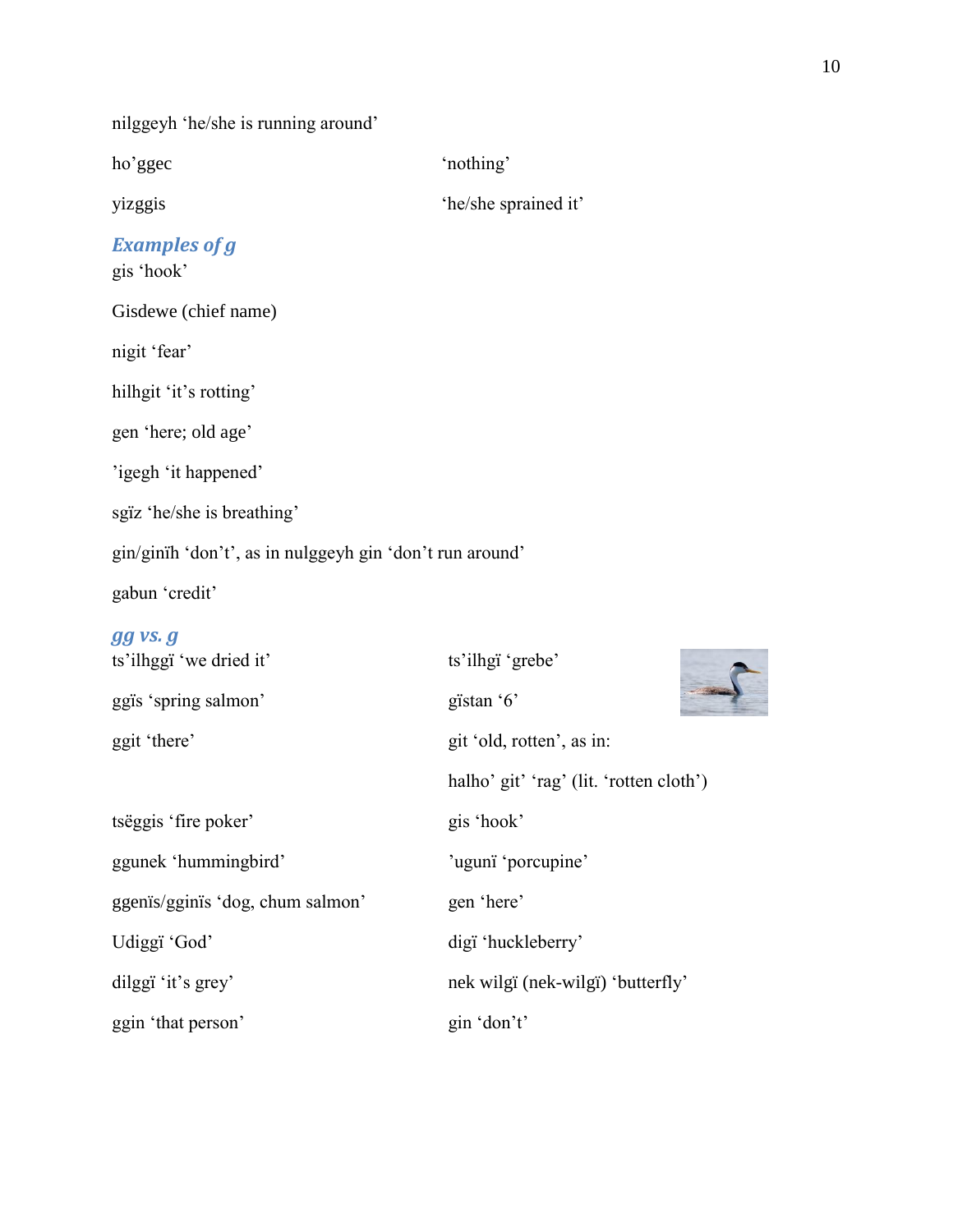nilggeyh 'he/she is running around'

| | |
|---|---|
| ho'ggec | 'nothing' |
| yizggis | 'he/she sprained it' |

### *Examples of g*

gis 'hook'

Gisdewe (chief name)

nigit 'fear'

hilhgit 'it's rotting'

gen 'here; old age'

'igegh 'it happened'

sgïz 'he/she is breathing'

gin/ginïh 'don't', as in nulggeyh gin 'don't run around'

gabun 'credit'

### *gg vs. g*

| gg | g |
|---|---|
| ts'ilhggï 'we dried it' | ts'ilhgï 'grebe' |
| ggïs 'spring salmon' | gïstan '6' |
| ggit 'there' | git 'old, rotten', as in: |
| | halho' git' 'rag' (lit. 'rotten cloth') |
| tsëggis 'fire poker' | gis 'hook' |
| ggunek 'hummingbird' | 'ugunï 'porcupine' |
| ggenïs/gginïs 'dog, chum salmon' | gen 'here' |
| Udiggï 'God' | digï 'huckleberry' |
| dilggï 'it's grey' | nek wilgï (nek-wilgï) 'butterfly' |
| ggin 'that person' | gin 'don't' |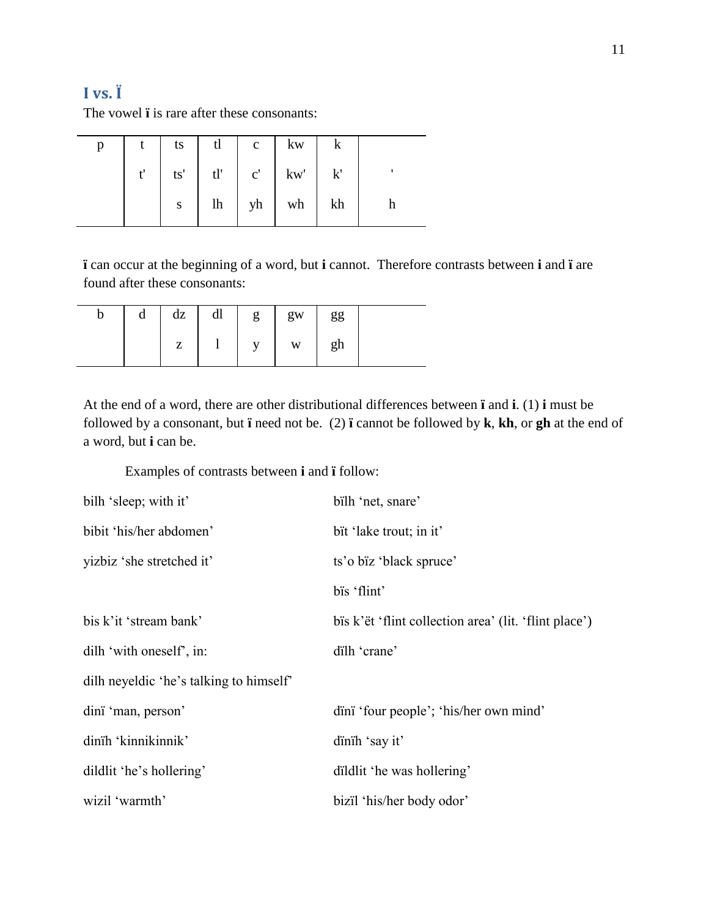## I vs. Ï

The vowel **ï** is rare after these consonants:

| p | t | ts | tl | c | kw | k | |
|---|---|---|---|---|---|---|---|
| | t' | ts' | tl' | c' | kw' | k' | ' |
| | | s | lh | yh | wh | kh | h |

**ï** can occur at the beginning of a word, but **i** cannot. Therefore contrasts between **i** and **ï** are found after these consonants:

| b | d | dz | dl | g | gw | gg | |
|---|---|---|---|---|---|---|---|
| | | z | l | y | w | gh | |

At the end of a word, there are other distributional differences between **ï** and **i**. (1) **i** must be followed by a consonant, but **ï** need not be. (2) **ï** cannot be followed by **k**, **kh**, or **gh** at the end of a word, but **i** can be.

Examples of contrasts between **i** and **ï** follow:

| | |
|---|---|
| bilh 'sleep; with it' | bïlh 'net, snare' |
| bibit 'his/her abdomen' | bït 'lake trout; in it' |
| yizbiz 'she stretched it' | ts'o bïz 'black spruce' |
| | bïs 'flint' |
| bis k'it 'stream bank' | bïs k'ët 'flint collection area' (lit. 'flint place') |
| dilh 'with oneself', in: | dïlh 'crane' |
| dilh neyeldic 'he's talking to himself' | |
| dinï 'man, person' | dïnï 'four people'; 'his/her own mind' |
| dinïh 'kinnikinnik' | dïnïh 'say it' |
| dildlit 'he's hollering' | dïldlit 'he was hollering' |
| wizil 'warmth' | bizïl 'his/her body odor' |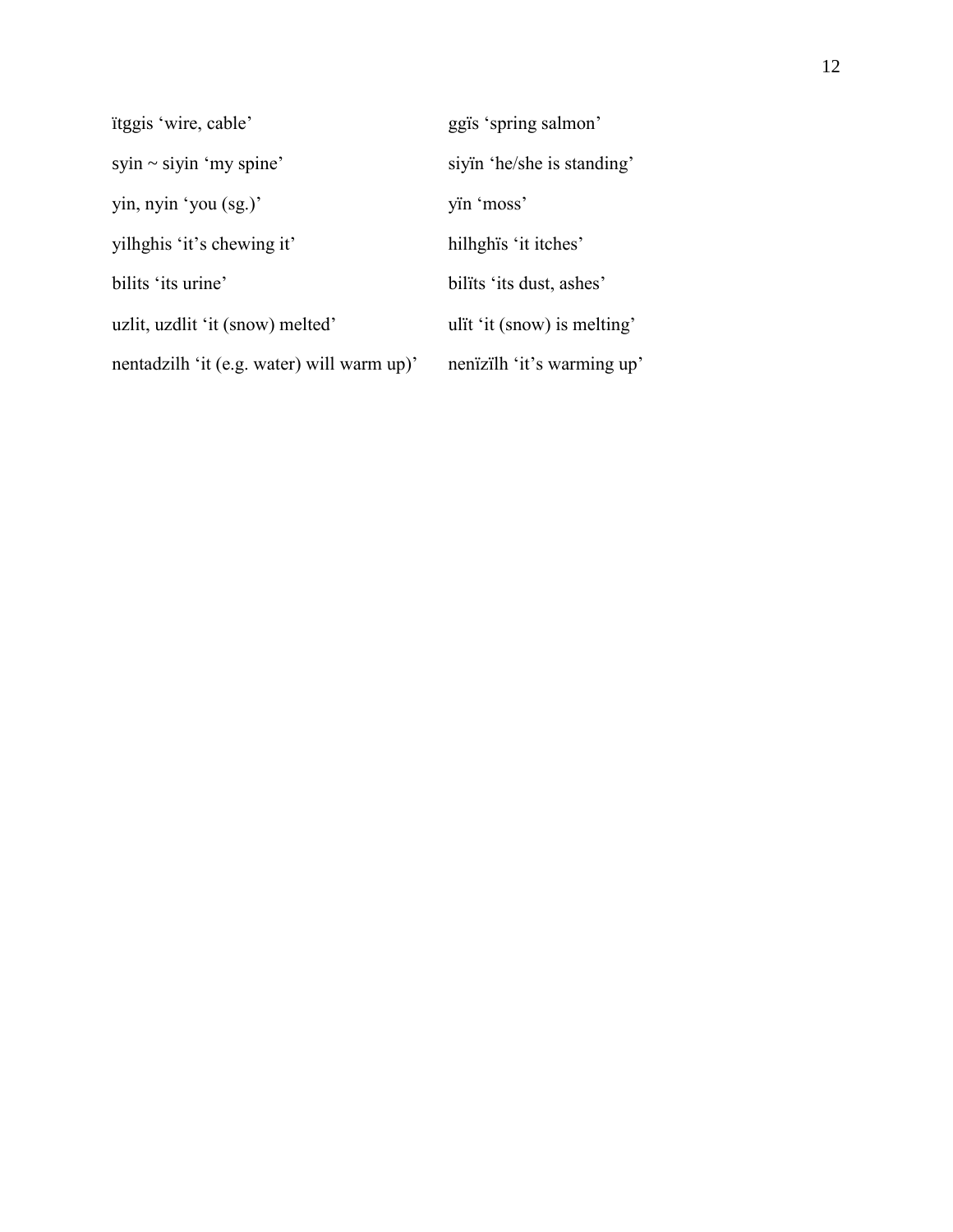| | |
|---|---|
| ïtggis 'wire, cable' | ggïs 'spring salmon' |
| syin ~ siyin 'my spine' | siyïn 'he/she is standing' |
| yin, nyin 'you (sg.)' | yïn 'moss' |
| yilhghis 'it's chewing it' | hilhghïs 'it itches' |
| bilits 'its urine' | bilïts 'its dust, ashes' |
| uzlit, uzdlit 'it (snow) melted' | ulït 'it (snow) is melting' |
| nentadzilh 'it (e.g. water) will warm up)' | nenïzïlh 'it's warming up' |